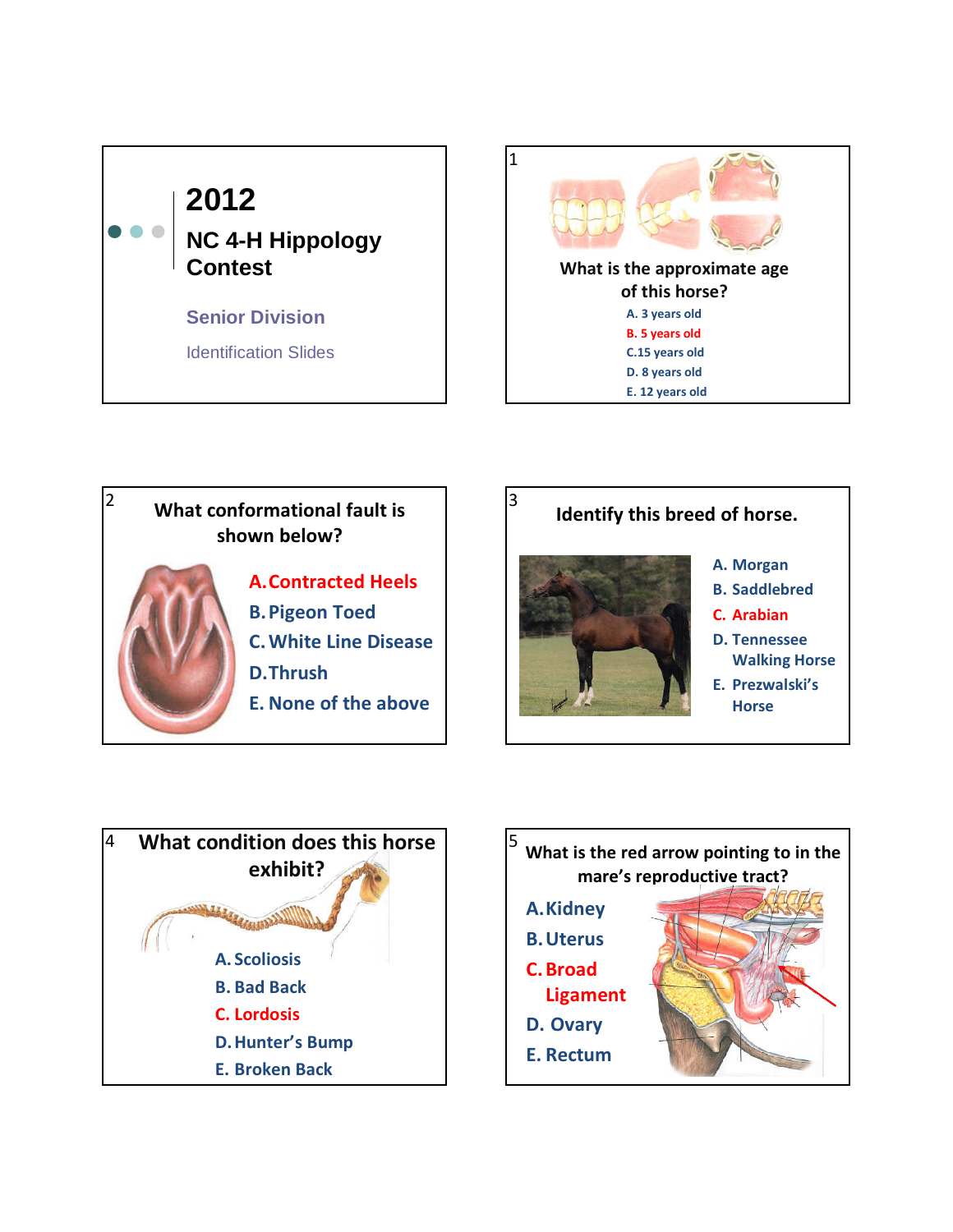# 2012

## NC 4-H Hippology Contest

### Senior Division

Identification Slides

---

1

What is the approximate age of this horse?

- A. 3 years old
- B. 5 years old
- C. 15 years old
- D. 8 years old
- E. 12 years old

---

2

What conformational fault is shown below?

- A. Contracted Heels
- B. Pigeon Toed
- C. White Line Disease
- D. Thrush
- E. None of the above

---

3

Identify this breed of horse.

- A. Morgan
- B. Saddlebred
- C. Arabian
- D. Tennessee Walking Horse
- E. Prezwalski's Horse

---

4

What condition does this horse exhibit?

- A. Scoliosis
- B. Bad Back
- C. Lordosis
- D. Hunter's Bump
- E. Broken Back

---

5

What is the red arrow pointing to in the mare's reproductive tract?

- A. Kidney
- B. Uterus
- C. Broad Ligament
- D. Ovary
- E. Rectum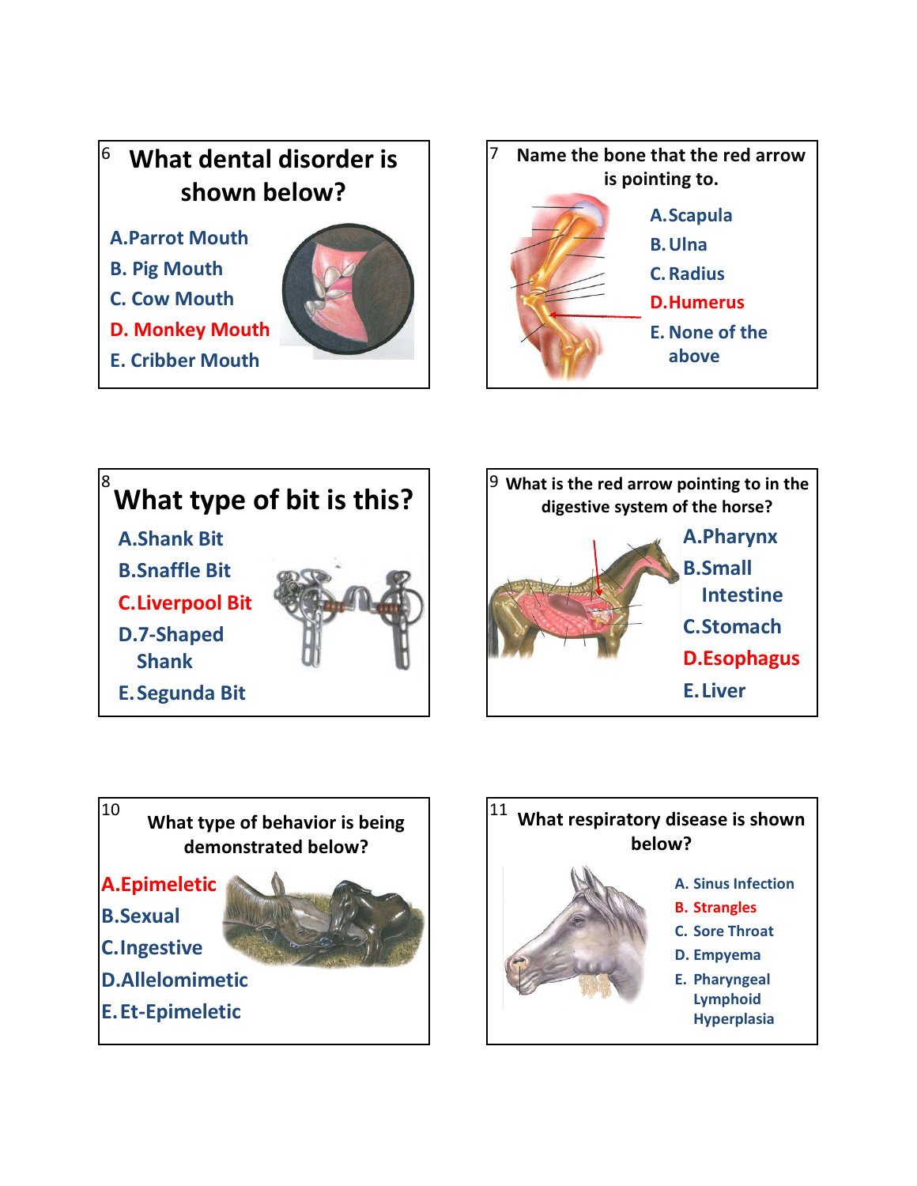## 6 What dental disorder is shown below?

A. Parrot Mouth
B. Pig Mouth
C. Cow Mouth
D. Monkey Mouth
E. Cribber Mouth

## 7 Name the bone that the red arrow is pointing to.

A. Scapula
B. Ulna
C. Radius
D. Humerus
E. None of the above

## 8 What type of bit is this?

A. Shank Bit
B. Snaffle Bit
C. Liverpool Bit
D. 7-Shaped Shank
E. Segunda Bit

## 9 What is the red arrow pointing to in the digestive system of the horse?

A. Pharynx
B. Small Intestine
C. Stomach
D. Esophagus
E. Liver

## 10 What type of behavior is being demonstrated below?

A. Epimeletic
B. Sexual
C. Ingestive
D. Allelomimetic
E. Et-Epimeletic

## 11 What respiratory disease is shown below?

A. Sinus Infection
B. Strangles
C. Sore Throat
D. Empyema
E. Pharyngeal Lymphoid Hyperplasia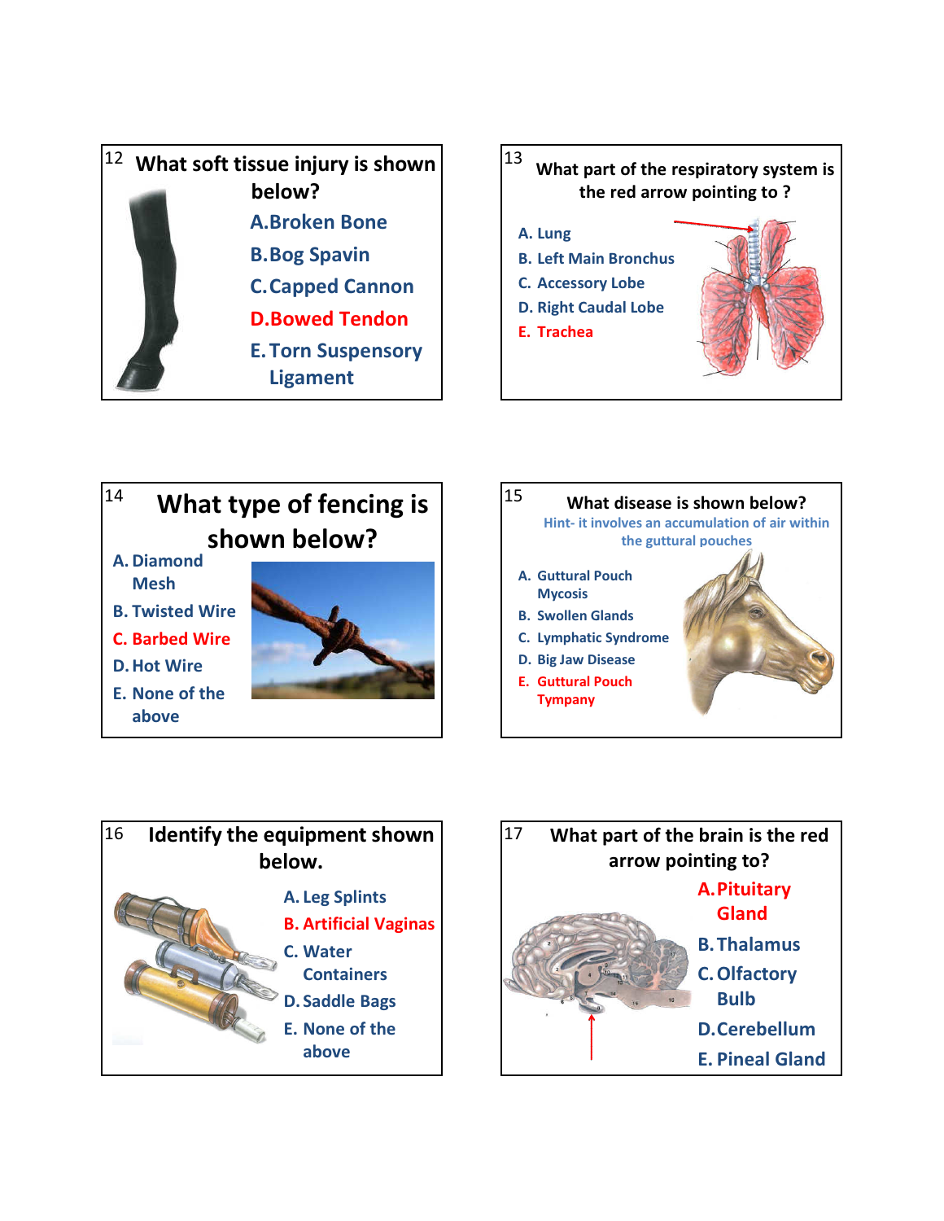12 **What soft tissue injury is shown below?**

A. Broken Bone

B. Bog Spavin

C. Capped Cannon

D. Bowed Tendon

E. Torn Suspensory Ligament

13 **What part of the respiratory system is the red arrow pointing to ?**

A. Lung

B. Left Main Bronchus

C. Accessory Lobe

D. Right Caudal Lobe

E. Trachea

14 **What type of fencing is shown below?**

A. Diamond Mesh

B. Twisted Wire

C. Barbed Wire

D. Hot Wire

E. None of the above

15 **What disease is shown below?**

Hint- it involves an accumulation of air within the guttural pouches

A. Guttural Pouch Mycosis

B. Swollen Glands

C. Lymphatic Syndrome

D. Big Jaw Disease

E. Guttural Pouch Tympany

16 **Identify the equipment shown below.**

A. Leg Splints

B. Artificial Vaginas

C. Water Containers

D. Saddle Bags

E. None of the above

17 **What part of the brain is the red arrow pointing to?**

A. Pituitary Gland

B. Thalamus

C. Olfactory Bulb

D. Cerebellum

E. Pineal Gland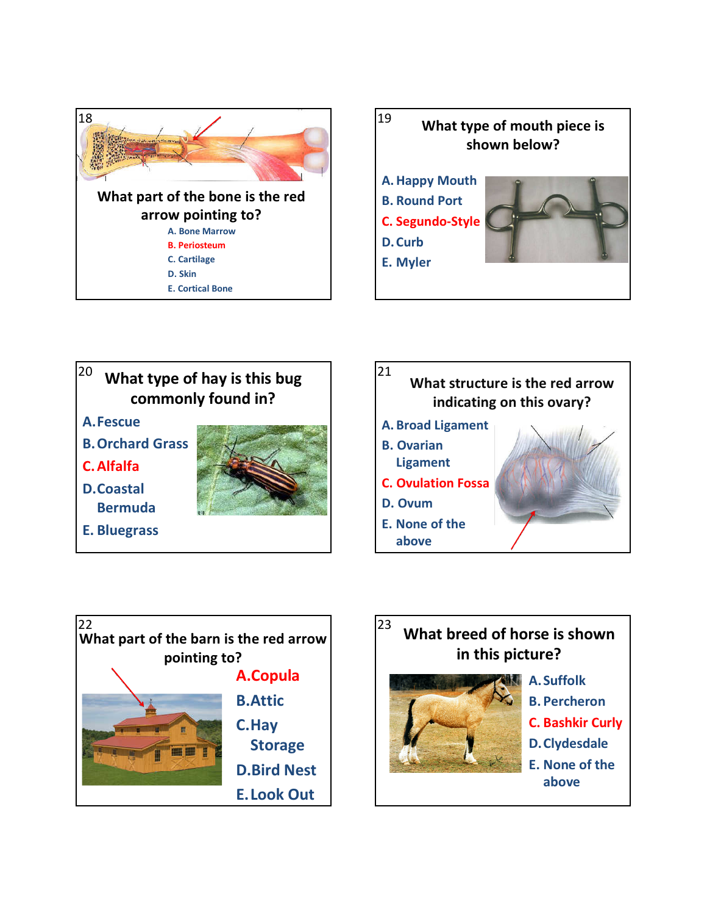## 18

What part of the bone is the red arrow pointing to?

A. Bone Marrow
B. Periosteum
C. Cartilage
D. Skin
E. Cortical Bone

## 19

What type of mouth piece is shown below?

A. Happy Mouth
B. Round Port
C. Segundo-Style
D. Curb
E. Myler

## 20

What type of hay is this bug commonly found in?

A. Fescue
B. Orchard Grass
C. Alfalfa
D. Coastal Bermuda
E. Bluegrass

## 21

What structure is the red arrow indicating on this ovary?

A. Broad Ligament
B. Ovarian Ligament
C. Ovulation Fossa
D. Ovum
E. None of the above

## 22

What part of the barn is the red arrow pointing to?

A. Copula
B. Attic
C. Hay Storage
D. Bird Nest
E. Look Out

## 23

What breed of horse is shown in this picture?

A. Suffolk
B. Percheron
C. Bashkir Curly
D. Clydesdale
E. None of the above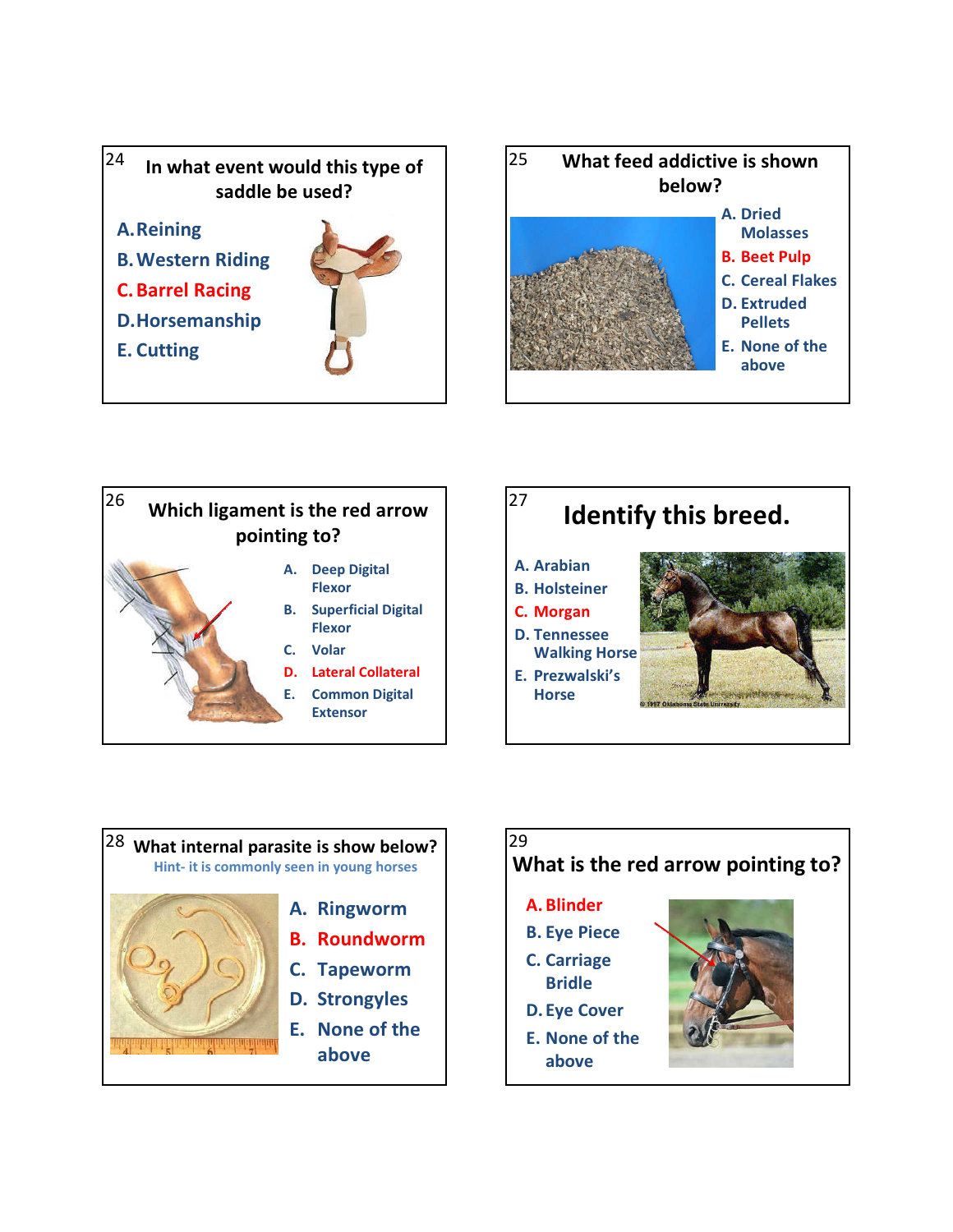## 24 In what event would this type of saddle be used?

A. Reining
B. Western Riding
C. Barrel Racing
D. Horsemanship
E. Cutting

## 25 What feed addictive is shown below?

A. Dried Molasses
B. Beet Pulp
C. Cereal Flakes
D. Extruded Pellets
E. None of the above

## 26 Which ligament is the red arrow pointing to?

A. Deep Digital Flexor
B. Superficial Digital Flexor
C. Volar
D. Lateral Collateral
E. Common Digital Extensor

## 27 Identify this breed.

A. Arabian
B. Holsteiner
C. Morgan
D. Tennessee Walking Horse
E. Prezwalski's Horse

© 1997 Oklahoma State University

## 28 What internal parasite is show below?

Hint- it is commonly seen in young horses

A. Ringworm
B. Roundworm
C. Tapeworm
D. Strongyles
E. None of the above

## 29 What is the red arrow pointing to?

A. Blinder
B. Eye Piece
C. Carriage Bridle
D. Eye Cover
E. None of the above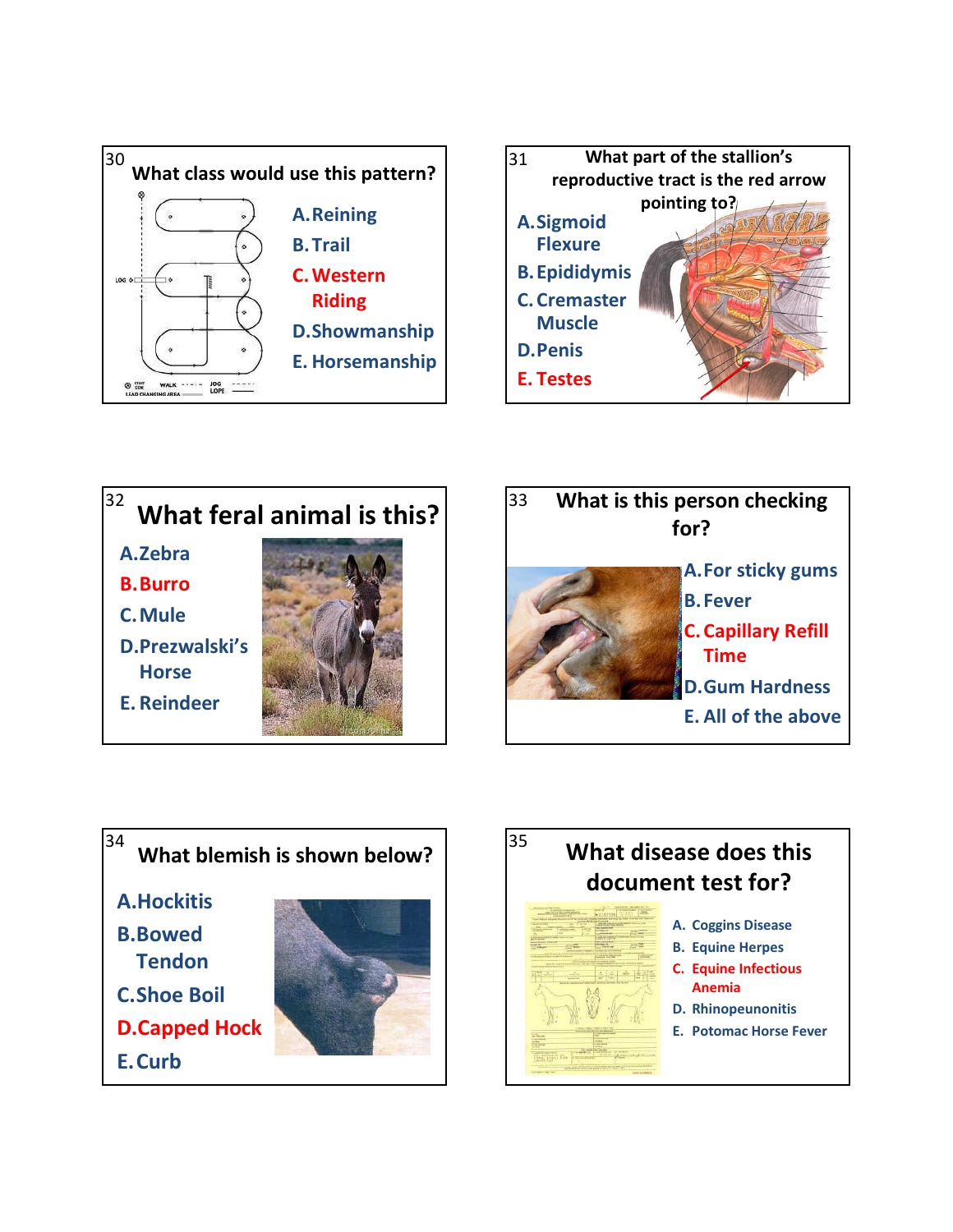## 30 What class would use this pattern?

A. Reining
B. Trail
C. Western Riding
D. Showmanship
E. Horsemanship

## 31 What part of the stallion's reproductive tract is the red arrow pointing to?

A. Sigmoid Flexure
B. Epididymis
C. Cremaster Muscle
D. Penis
E. Testes

## 32 What feral animal is this?

A. Zebra
B. Burro
C. Mule
D. Prezwalski's Horse
E. Reindeer

## 33 What is this person checking for?

A. For sticky gums
B. Fever
C. Capillary Refill Time
D. Gum Hardness
E. All of the above

## 34 What blemish is shown below?

A. Hockitis
B. Bowed Tendon
C. Shoe Boil
D. Capped Hock
E. Curb

## 35 What disease does this document test for?

A. Coggins Disease
B. Equine Herpes
C. Equine Infectious Anemia
D. Rhinopeunonitis
E. Potomac Horse Fever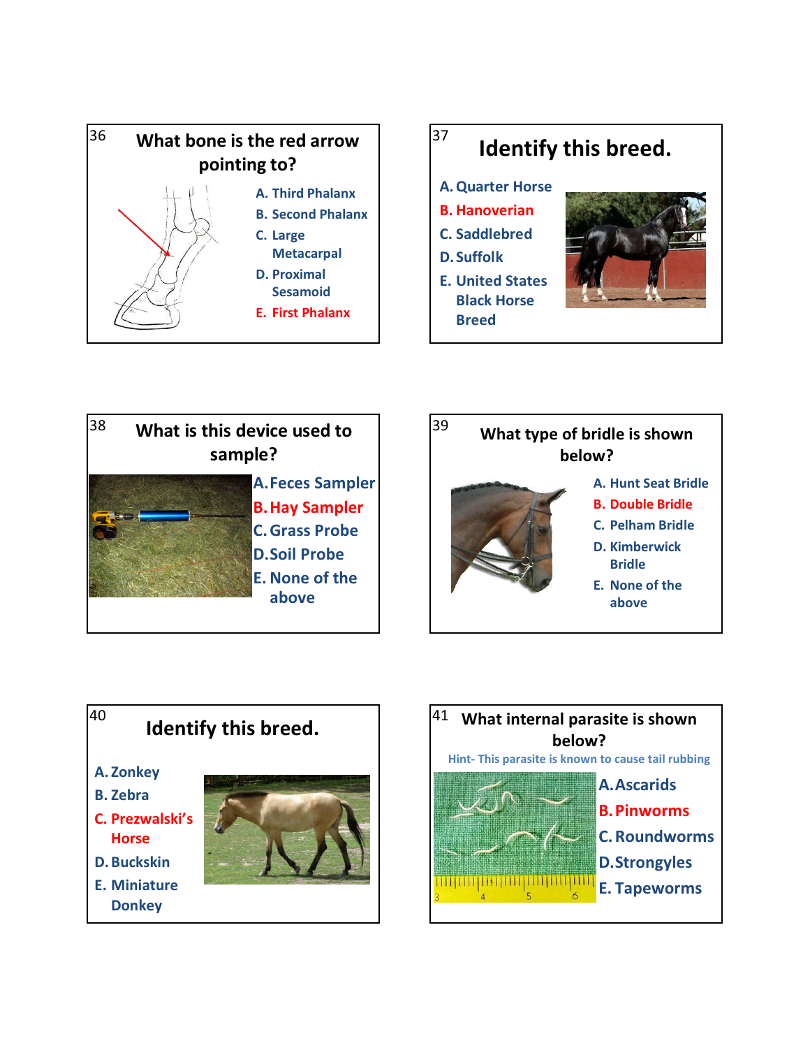## 36 What bone is the red arrow pointing to?

A. Third Phalanx
B. Second Phalanx
C. Large Metacarpal
D. Proximal Sesamoid
E. First Phalanx

## 37 Identify this breed.

A. Quarter Horse
B. Hanoverian
C. Saddlebred
D. Suffolk
E. United States Black Horse Breed

## 38 What is this device used to sample?

A. Feces Sampler
B. Hay Sampler
C. Grass Probe
D. Soil Probe
E. None of the above

## 39 What type of bridle is shown below?

A. Hunt Seat Bridle
B. Double Bridle
C. Pelham Bridle
D. Kimberwick Bridle
E. None of the above

## 40 Identify this breed.

A. Zonkey
B. Zebra
C. Prezwalski's Horse
D. Buckskin
E. Miniature Donkey

## 41 What internal parasite is shown below?

Hint- This parasite is known to cause tail rubbing

A. Ascarids
B. Pinworms
C. Roundworms
D. Strongyles
E. Tapeworms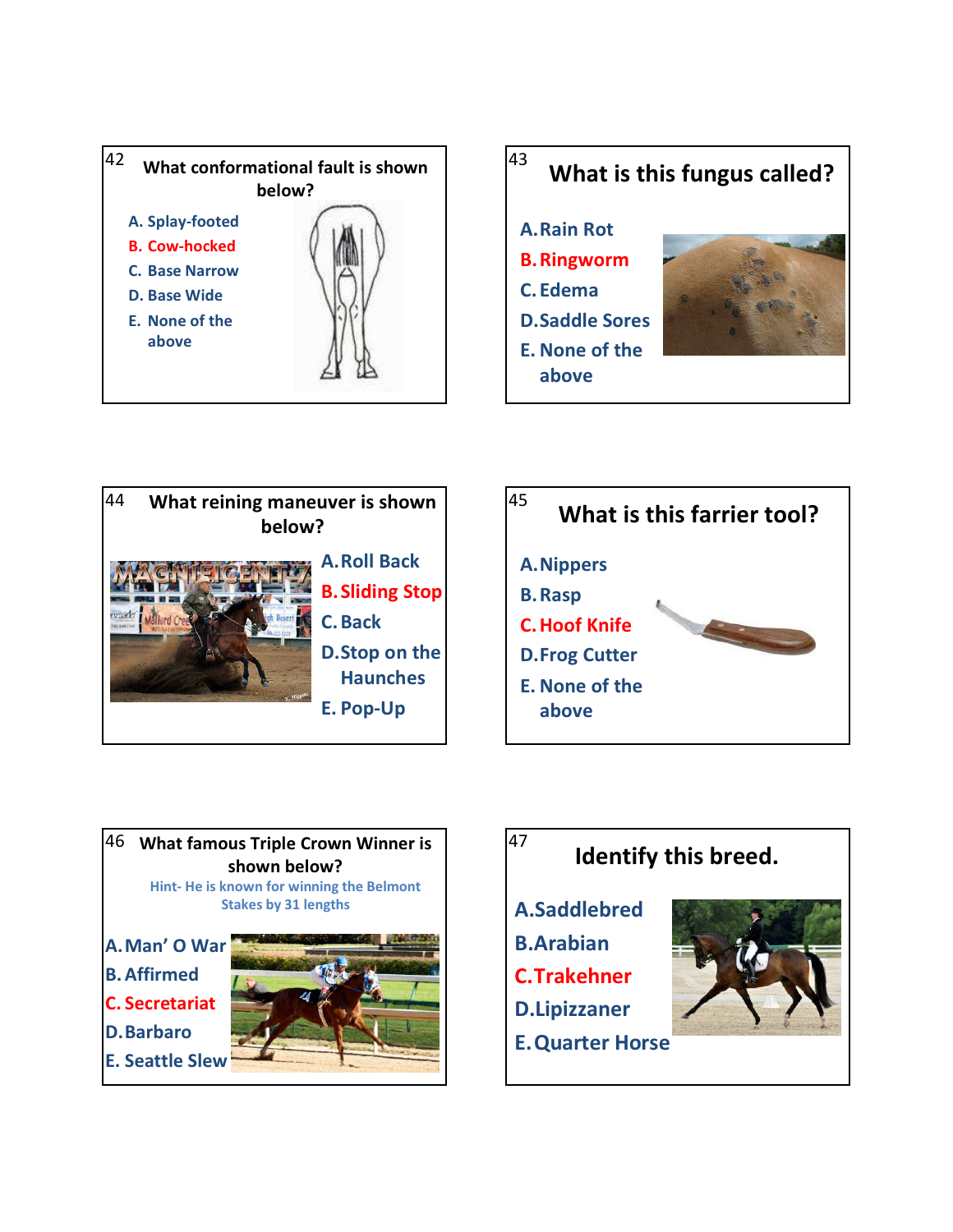## 42

**What conformational fault is shown below?**

A. Splay-footed
B. Cow-hocked
C. Base Narrow
D. Base Wide
E. None of the above

## 43

**What is this fungus called?**

A. Rain Rot
B. Ringworm
C. Edema
D. Saddle Sores
E. None of the above

## 44

**What reining maneuver is shown below?**

A. Roll Back
B. Sliding Stop
C. Back
D. Stop on the Haunches
E. Pop-Up

## 45

**What is this farrier tool?**

A. Nippers
B. Rasp
C. Hoof Knife
D. Frog Cutter
E. None of the above

## 46

**What famous Triple Crown Winner is shown below?**

Hint- He is known for winning the Belmont Stakes by 31 lengths

A. Man' O War
B. Affirmed
C. Secretariat
D. Barbaro
E. Seattle Slew

## 47

**Identify this breed.**

A. Saddlebred
B. Arabian
C. Trakehner
D. Lipizzaner
E. Quarter Horse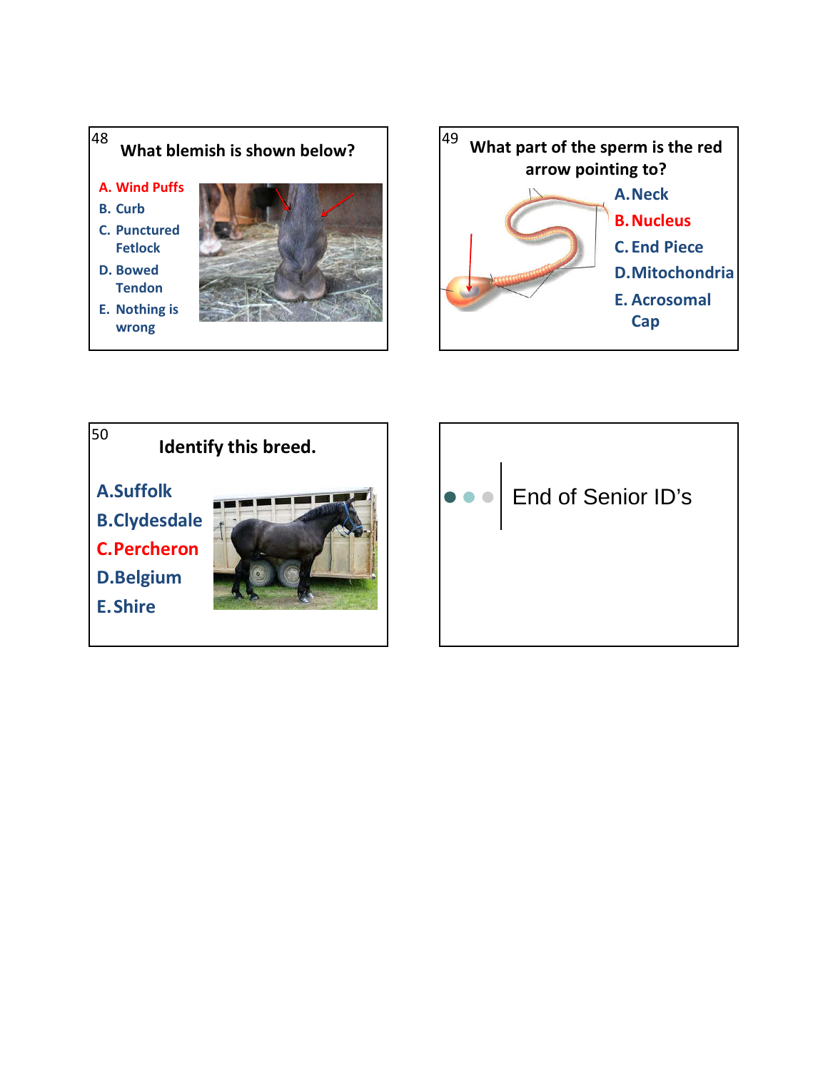48

**What blemish is shown below?**

A. Wind Puffs
B. Curb
C. Punctured Fetlock
D. Bowed Tendon
E. Nothing is wrong

49

**What part of the sperm is the red arrow pointing to?**

A. Neck
B. Nucleus
C. End Piece
D. Mitochondria
E. Acrosomal Cap

50

**Identify this breed.**

A. Suffolk
B. Clydesdale
C. Percheron
D. Belgium
E. Shire

End of Senior ID's